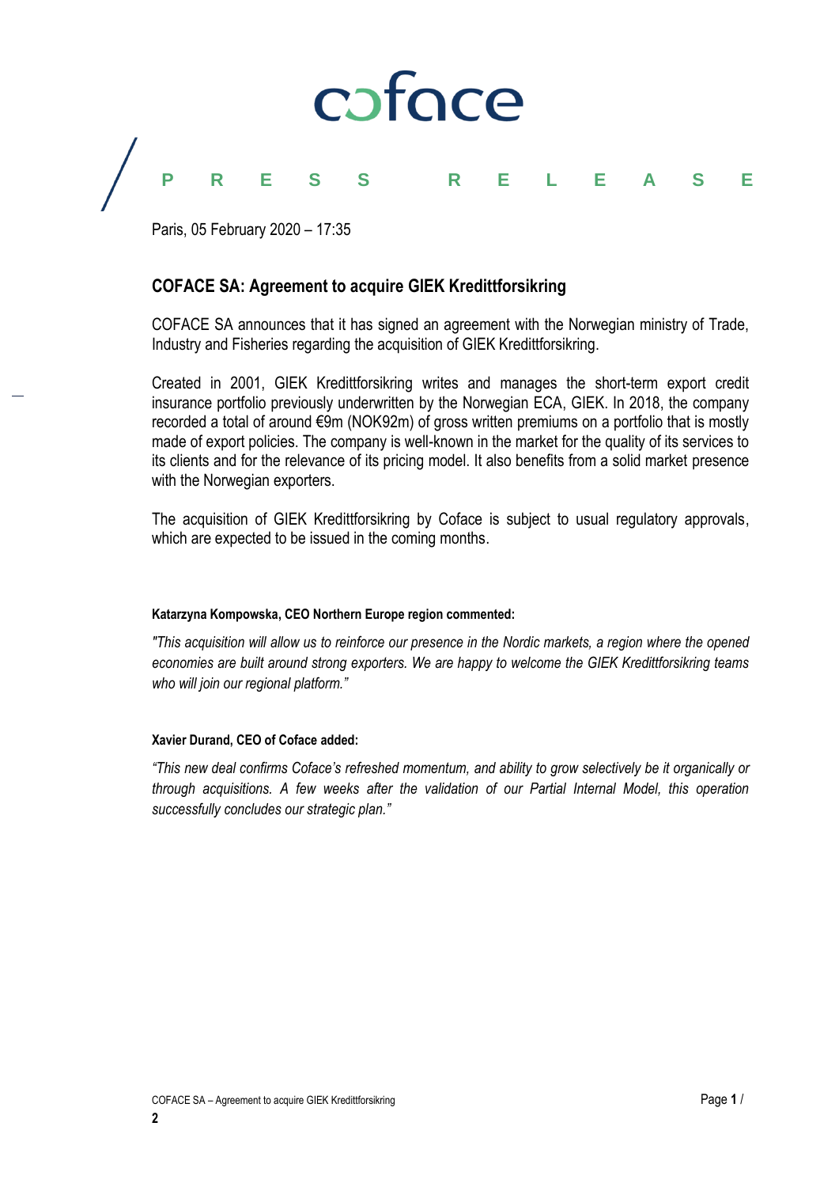PRESS RELEASE

Paris, 05 February 2020 – 17:35

## COFACE SA: Agreement to acquire GIEK Kredittforsikring

COFACE SA announces that it has signed an agreement with the Norwegian ministry of Trade, Industry and Fisheries regarding the acquisition of GIEK Kredittforsikring.

Created in 2001, GIEK Kredittforsikring writes and manages the short-term export credit insurance portfolio previously underwritten by the Norwegian ECA, GIEK. In 2018, the company recorded a total of around €9m (NOK92m) of gross written premiums on a portfolio that is mostly made of export policies. The company is well-known in the market for the quality of its services to its clients and for the relevance of its pricing model. It also benefits from a solid market presence with the Norwegian exporters.

The acquisition of GIEK Kredittforsikring by Coface is subject to usual regulatory approvals, which are expected to be issued in the coming months.

**Katarzyna Kompowska, CEO Northern Europe region commented:**

*"This acquisition will allow us to reinforce our presence in the Nordic markets, a region where the opened economies are built around strong exporters. We are happy to welcome the GIEK Kredittforsikring teams who will join our regional platform."*

**Xavier Durand, CEO of Coface added:**

*"This new deal confirms Coface's refreshed momentum, and ability to grow selectively be it organically or through acquisitions. A few weeks after the validation of our Partial Internal Model, this operation successfully concludes our strategic plan."*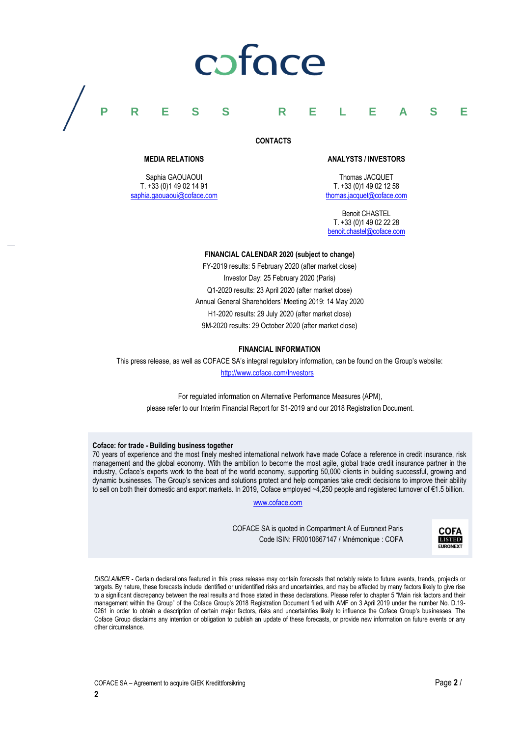# CONTACTS

## MEDIA RELATIONS

Saphia GAOUAOUI
T. +33 (0)1 49 02 14 91
saphia.gaouaoui@coface.com

## ANALYSTS / INVESTORS

Thomas JACQUET
T. +33 (0)1 49 02 12 58
thomas.jacquet@coface.com

Benoit CHASTEL
T. +33 (0)1 49 02 22 28
benoit.chastel@coface.com

**FINANCIAL CALENDAR 2020 (subject to change)**

FY-2019 results: 5 February 2020 (after market close)
Investor Day: 25 February 2020 (Paris)
Q1-2020 results: 23 April 2020 (after market close)
Annual General Shareholders' Meeting 2019: 14 May 2020
H1-2020 results: 29 July 2020 (after market close)
9M-2020 results: 29 October 2020 (after market close)

**FINANCIAL INFORMATION**

This press release, as well as COFACE SA's integral regulatory information, can be found on the Group's website: http://www.coface.com/Investors

For regulated information on Alternative Performance Measures (APM), please refer to our Interim Financial Report for S1-2019 and our 2018 Registration Document.

**Coface: for trade - Building business together**
70 years of experience and the most finely meshed international network have made Coface a reference in credit insurance, risk management and the global economy. With the ambition to become the most agile, global trade credit insurance partner in the industry, Coface's experts work to the beat of the world economy, supporting 50,000 clients in building successful, growing and dynamic businesses. The Group's services and solutions protect and help companies take credit decisions to improve their ability to sell on both their domestic and export markets. In 2019, Coface employed ~4,250 people and registered turnover of €1.5 billion.

www.coface.com

COFACE SA is quoted in Compartment A of Euronext Paris
Code ISIN: FR0010667147 / Mnémonique : COFA

*DISCLAIMER* - Certain declarations featured in this press release may contain forecasts that notably relate to future events, trends, projects or targets. By nature, these forecasts include identified or unidentified risks and uncertainties, and may be affected by many factors likely to give rise to a significant discrepancy between the real results and those stated in these declarations. Please refer to chapter 5 "Main risk factors and their management within the Group" of the Coface Group's 2018 Registration Document filed with AMF on 3 April 2019 under the number No. D.19-0261 in order to obtain a description of certain major factors, risks and uncertainties likely to influence the Coface Group's businesses. The Coface Group disclaims any intention or obligation to publish an update of these forecasts, or provide new information on future events or any other circumstance.